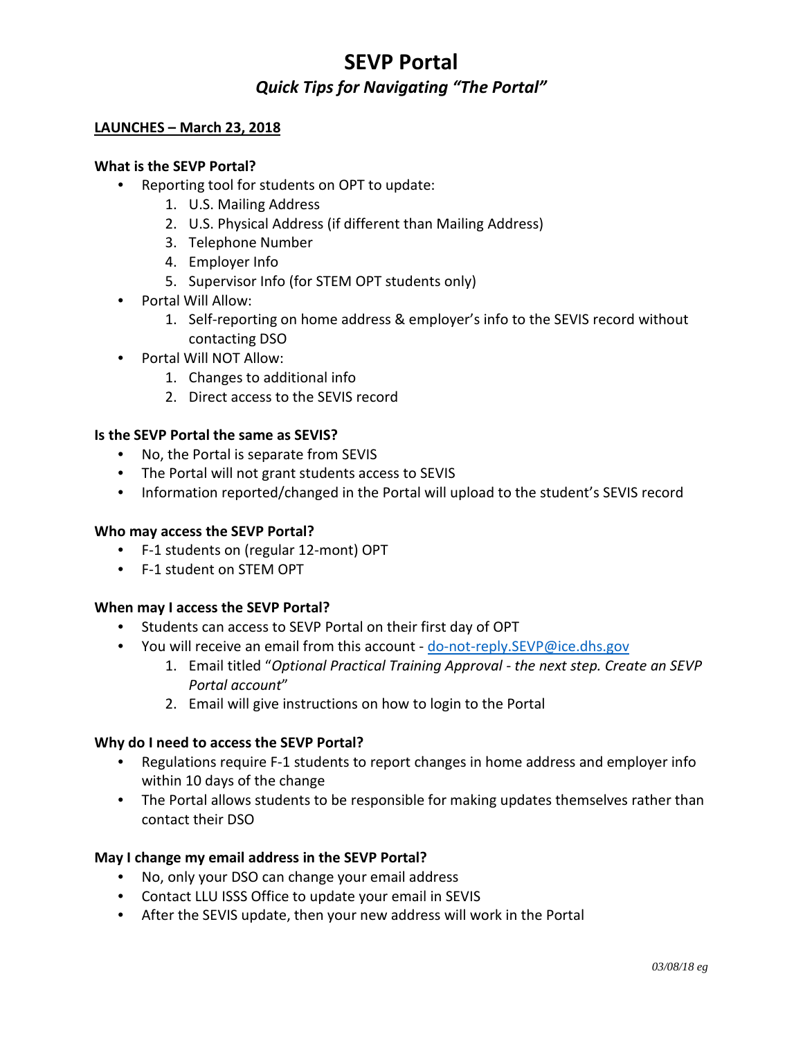# SEVP Portal

## *Quick Tips for Navigating "The Portal"*

**LAUNCHES – March 23, 2018**

### What is the SEVP Portal?

- Reporting tool for students on OPT to update:
    1. U.S. Mailing Address
    2. U.S. Physical Address (if different than Mailing Address)
    3. Telephone Number
    4. Employer Info
    5. Supervisor Info (for STEM OPT students only)
- Portal Will Allow:
    1. Self-reporting on home address & employer's info to the SEVIS record without contacting DSO
- Portal Will NOT Allow:
    1. Changes to additional info
    2. Direct access to the SEVIS record

### Is the SEVP Portal the same as SEVIS?

- No, the Portal is separate from SEVIS
- The Portal will not grant students access to SEVIS
- Information reported/changed in the Portal will upload to the student's SEVIS record

### Who may access the SEVP Portal?

- F-1 students on (regular 12-mont) OPT
- F-1 student on STEM OPT

### When may I access the SEVP Portal?

- Students can access to SEVP Portal on their first day of OPT
- You will receive an email from this account - do-not-reply.SEVP@ice.dhs.gov
    1. Email titled "*Optional Practical Training Approval - the next step. Create an SEVP Portal account*"
    2. Email will give instructions on how to login to the Portal

### Why do I need to access the SEVP Portal?

- Regulations require F-1 students to report changes in home address and employer info within 10 days of the change
- The Portal allows students to be responsible for making updates themselves rather than contact their DSO

### May I change my email address in the SEVP Portal?

- No, only your DSO can change your email address
- Contact LLU ISSS Office to update your email in SEVIS
- After the SEVIS update, then your new address will work in the Portal

*03/08/18 eg*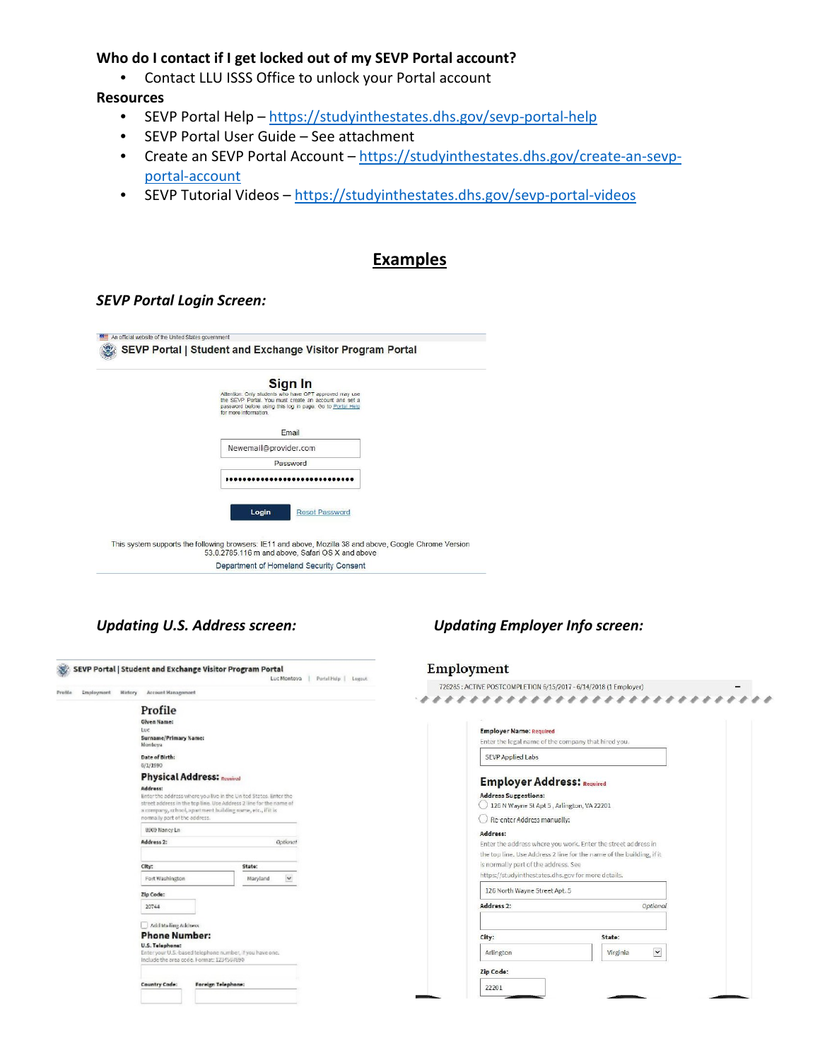**Who do I contact if I get locked out of my SEVP Portal account?**

- Contact LLU ISSS Office to unlock your Portal account

**Resources**

- SEVP Portal Help – https://studyinthestates.dhs.gov/sevp-portal-help
- SEVP Portal User Guide – See attachment
- Create an SEVP Portal Account – https://studyinthestates.dhs.gov/create-an-sevp-portal-account
- SEVP Tutorial Videos – https://studyinthestates.dhs.gov/sevp-portal-videos

## Examples

***SEVP Portal Login Screen:***

An official website of the United States government

SEVP Portal | Student and Exchange Visitor Program Portal

Sign In

Attention: Only students who have OPT approved may use the SEVP Portal. You must create an account and set a password before using this log in page. Go to Portal Help for more information.

Email

Newemail@provider.com

Password

Login Reset Password

This system supports the following browsers: IE11 and above, Mozilla 38 and above, Google Chrome Version 53.0.2785.116 m and above, Safari OS X and above

Department of Homeland Security Consent

***Updating U.S. Address screen:***

SEVP Portal | Student and Exchange Visitor Program Portal

Luc Montoya | Portal Help | Logout

Profile Employment History Account Management

Profile

Given Name:
Luc

Surname/Primary Name:
Montoya

Date of Birth:
6/1/1990

Physical Address: Required

Address:
Enter the address where you live in the United States. Enter the street address in the top line. Use Address 2 line for the name of a company, school, apartment building name, etc., if it is normally part of the address.

8809 Nancy Ln

Address 2: Optional

City: Fort Washington

State: Maryland

Zip Code: 20744

Add Mailing Address

Phone Number:

U.S. Telephone:
Enter your U.S.-based telephone number, if you have one. Include the area code. Format: 1234567890

Country Code: Foreign Telephone:

***Updating Employer Info screen:***

Employment

726285 : ACTIVE POSTCOMPLETION 6/15/2017 - 6/14/2018 (1 Employer)

Employer Name: Required
Enter the legal name of the company that hired you.

SEVP Applied Labs

Employer Address: Required

Address Suggestions:
126 N Wayne St Apt 5, Arlington, VA 22201
Re-enter Address manually:

Address:
Enter the address where you work. Enter the street address in the top line. Use Address 2 line for the name of the building, if it is normally part of the address. See https://studyinthestates.dhs.gov for more details.

126 North Wayne Street Apt. 5

Address 2: Optional

City: Arlington

State: Virginia

Zip Code: 22201